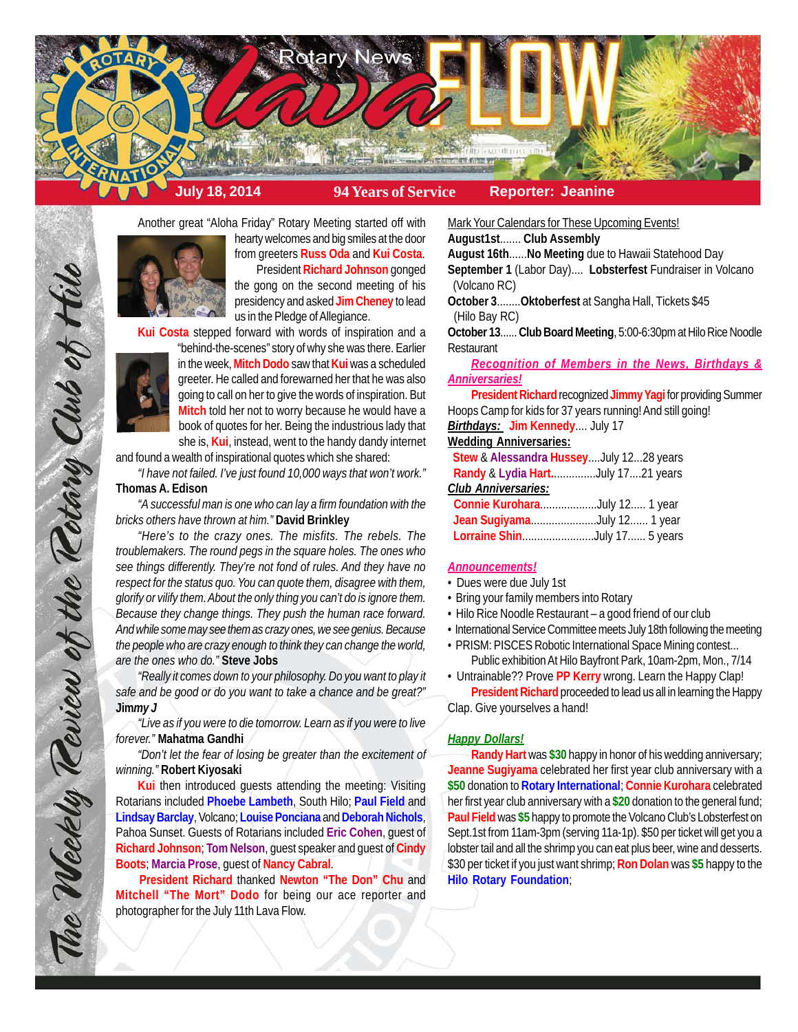# Rotary News *Lava* FLOW

**July 18, 2014** | **94 Years of Service** | **Reporter: Jeanine**

*The Weekly Review of the Rotary Club of Hilo*

Another great "Aloha Friday" Rotary Meeting started off with hearty welcomes and big smiles at the door from greeters **Russ Oda** and **Kui Costa**.

**President Richard Johnson** gonged the gong on the second meeting of his presidency and asked **Jim Cheney** to lead us in the Pledge of Allegiance.

**Kui Costa** stepped forward with words of inspiration and a "behind-the-scenes" story of why she was there. Earlier in the week, **Mitch Dodo** saw that **Kui** was a scheduled greeter. He called and forewarned her that he was also going to call on her to give the words of inspiration. But **Mitch** told her not to worry because he would have a book of quotes for her. Being the industrious lady that she is, **Kui**, instead, went to the handy dandy internet and found a wealth of inspirational quotes which she shared:

*"I have not failed. I've just found 10,000 ways that won't work."* **Thomas A. Edison**

*"A successful man is one who can lay a firm foundation with the bricks others have thrown at him."* **David Brinkley**

*"Here's to the crazy ones. The misfits. The rebels. The troublemakers. The round pegs in the square holes. The ones who see things differently. They're not fond of rules. And they have no respect for the status quo. You can quote them, disagree with them, glorify or vilify them. About the only thing you can't do is ignore them. Because they change things. They push the human race forward. And while some may see them as crazy ones, we see genius. Because the people who are crazy enough to think they can change the world, are the ones who do."* **Steve Jobs**

*"Really it comes down to your philosophy. Do you want to play it safe and be good or do you want to take a chance and be great?"* **Jim*my J***

*"Live as if you were to die tomorrow. Learn as if you were to live forever."* **Mahatma Gandhi**

*"Don't let the fear of losing be greater than the excitement of winning."* **Robert Kiyosaki**

**Kui** then introduced guests attending the meeting: Visiting Rotarians included **Phoebe Lambeth**, South Hilo; **Paul Field** and **Lindsay Barclay**, Volcano; **Louise Ponciana** and **Deborah Nichols**, Pahoa Sunset. Guests of Rotarians included **Eric Cohen**, guest of **Richard Johnson**; **Tom Nelson**, guest speaker and guest of **Cindy Boots**; **Marcia Prose**, guest of **Nancy Cabral**.

**President Richard** thanked **Newton "The Don" Chu** and **Mitchell "The Mort" Dodo** for being our ace reporter and photographer for the July 11th Lava Flow.

Mark Your Calendars for These Upcoming Events!

**August1st**....... **Club Assembly**
**August 16th**......**No Meeting** due to Hawaii Statehood Day
**September 1** (Labor Day).... **Lobsterfest** Fundraiser in Volcano (Volcano RC)
**October 3**........**Oktoberfest** at Sangha Hall, Tickets $45 (Hilo Bay RC)
**October 13**...... **Club Board Meeting**, 5:00-6:30pm at Hilo Rice Noodle Restaurant

***Recognition of Members in the News, Birthdays & Anniversaries!***

**President Richard** recognized **Jimmy Yagi** for providing Summer Hoops Camp for kids for 37 years running! And still going!

***Birthdays:*** **Jim Kennedy**.... July 17

**Wedding Anniversaries:**
**Stew** & **Alessandra Hussey**....July 12...28 years
**Randy** & **Lydia Hart**...............July 17....21 years

***Club Anniversaries:***
**Connie Kurohara**...................July 12..... 1 year
**Jean Sugiyama**......................July 12...... 1 year
**Lorraine Shin**........................July 17...... 5 years

***Announcements!***

- Dues were due July 1st
- Bring your family members into Rotary
- Hilo Rice Noodle Restaurant – a good friend of our club
- International Service Committee meets July 18th following the meeting
- PRISM: PISCES Robotic International Space Mining contest... Public exhibition At Hilo Bayfront Park, 10am-2pm, Mon., 7/14
- Untrainable?? Prove **PP Kerry** wrong. Learn the Happy Clap!

**President Richard** proceeded to lead us all in learning the Happy Clap. Give yourselves a hand!

***Happy Dollars!***

**Randy Hart** was **$30** happy in honor of his wedding anniversary; **Jeanne Sugiyama** celebrated her first year club anniversary with a **$50** donation to **Rotary International**; **Connie Kurohara** celebrated her first year club anniversary with a **$20** donation to the general fund; **Paul Field** was **$5** happy to promote the Volcano Club's Lobsterfest on Sept.1st from 11am-3pm (serving 11a-1p). $50 per ticket will get you a lobster tail and all the shrimp you can eat plus beer, wine and desserts. $30 per ticket if you just want shrimp; **Ron Dolan** was **$5** happy to the **Hilo Rotary Foundation**;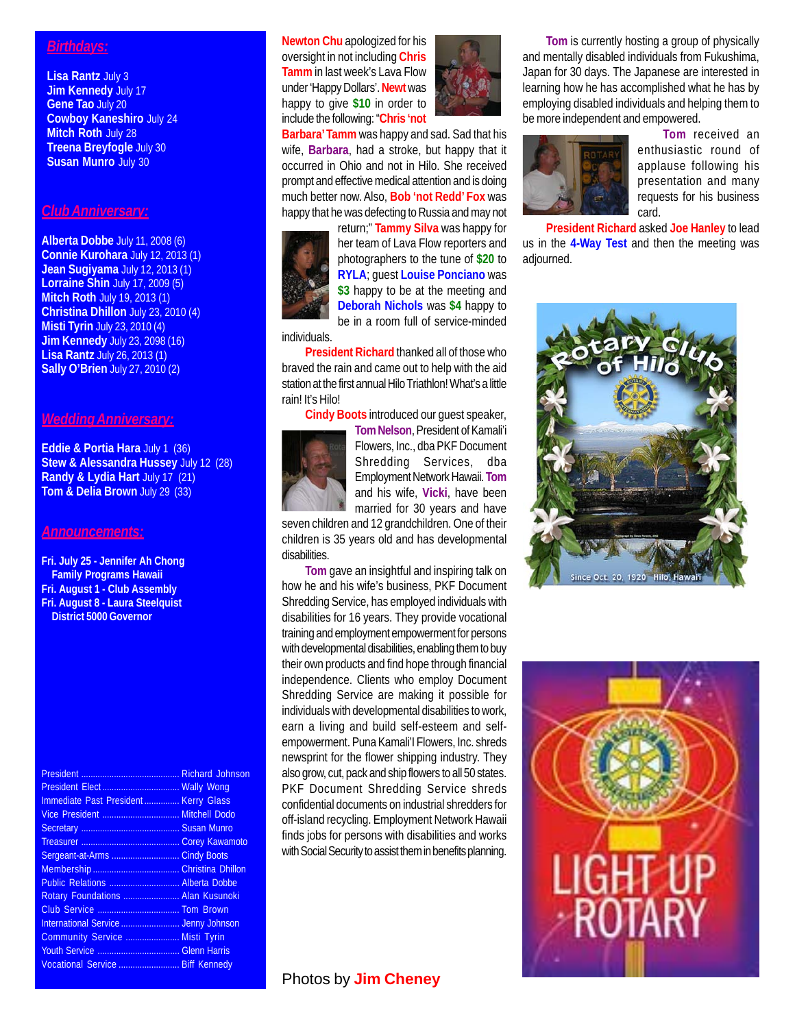## Birthdays:

**Lisa Rantz** July 3
**Jim Kennedy** July 17
**Gene Tao** July 20
**Cowboy Kaneshiro** July 24
**Mitch Roth** July 28
**Treena Breyfogle** July 30
**Susan Munro** July 30

## Club Anniversary:

**Alberta Dobbe** July 11, 2008 (6)
**Connie Kurohara** July 12, 2013 (1)
**Jean Sugiyama** July 12, 2013 (1)
**Lorraine Shin** July 17, 2009 (5)
**Mitch Roth** July 19, 2013 (1)
**Christina Dhillon** July 23, 2010 (4)
**Misti Tyrin** July 23, 2010 (4)
**Jim Kennedy** July 23, 2098 (16)
**Lisa Rantz** July 26, 2013 (1)
**Sally O'Brien** July 27, 2010 (2)

## Wedding Anniversary:

**Eddie & Portia Hara** July 1 (36)
**Stew & Alessandra Hussey** July 12 (28)
**Randy & Lydia Hart** July 17 (21)
**Tom & Delia Brown** July 29 (33)

## Announcements:

**Fri. July 25 - Jennifer Ah Chong Family Programs Hawaii**
**Fri. August 1 - Club Assembly**
**Fri. August 8 - Laura Steelquist District 5000 Governor**

President .......... Richard Johnson
President Elect .......... Wally Wong
Immediate Past President .......... Kerry Glass
Vice President .......... Mitchell Dodo
Secretary .......... Susan Munro
Treasurer .......... Corey Kawamoto
Sergeant-at-Arms .......... Cindy Boots
Membership .......... Christina Dhillon
Public Relations .......... Alberta Dobbe
Rotary Foundations .......... Alan Kusunoki
Club Service .......... Tom Brown
International Service .......... Jenny Johnson
Community Service .......... Misti Tyrin
Youth Service .......... Glenn Harris
Vocational Service .......... Biff Kennedy

**Newton Chu** apologized for his oversight in not including **Chris Tamm** in last week's Lava Flow under 'Happy Dollars'. **Newt** was happy to give **$10** in order to include the following: "**Chris 'not Barbara' Tamm** was happy and sad. Sad that his wife, **Barbara**, had a stroke, but happy that it occurred in Ohio and not in Hilo. She received prompt and effective medical attention and is doing much better now. Also, **Bob 'not Redd' Fox** was happy that he was defecting to Russia and may not return;" **Tammy Silva** was happy for her team of Lava Flow reporters and photographers to the tune of **$20** to **RYLA**; guest **Louise Ponciano** was **$3** happy to be at the meeting and **Deborah Nichols** was **$4** happy to be in a room full of service-minded individuals.

**President Richard** thanked all of those who braved the rain and came out to help with the aid station at the first annual Hilo Triathlon! What's a little rain! It's Hilo!

**Cindy Boots** introduced our guest speaker, **Tom Nelson**, President of Kamali'i Flowers, Inc., dba PKF Document Shredding Services, dba Employment Network Hawaii. **Tom** and his wife, **Vicki**, have been married for 30 years and have seven children and 12 grandchildren. One of their children is 35 years old and has developmental disabilities.

**Tom** gave an insightful and inspiring talk on how he and his wife's business, PKF Document Shredding Service, has employed individuals with disabilities for 16 years. They provide vocational training and employment empowerment for persons with developmental disabilities, enabling them to buy their own products and find hope through financial independence. Clients who employ Document Shredding Service are making it possible for individuals with developmental disabilities to work, earn a living and build self-esteem and self-empowerment. Puna Kamali'I Flowers, Inc. shreds newsprint for the flower shipping industry. They also grow, cut, pack and ship flowers to all 50 states. PKF Document Shredding Service shreds confidential documents on industrial shredders for off-island recycling. Employment Network Hawaii finds jobs for persons with disabilities and works with Social Security to assist them in benefits planning.

**Tom** is currently hosting a group of physically and mentally disabled individuals from Fukushima, Japan for 30 days. The Japanese are interested in learning how he has accomplished what he has by employing disabled individuals and helping them to be more independent and empowered.

**Tom** received an enthusiastic round of applause following his presentation and many requests for his business card.

**President Richard** asked **Joe Hanley** to lead us in the **4-Way Test** and then the meeting was adjourned.

Photos by **Jim Cheney**